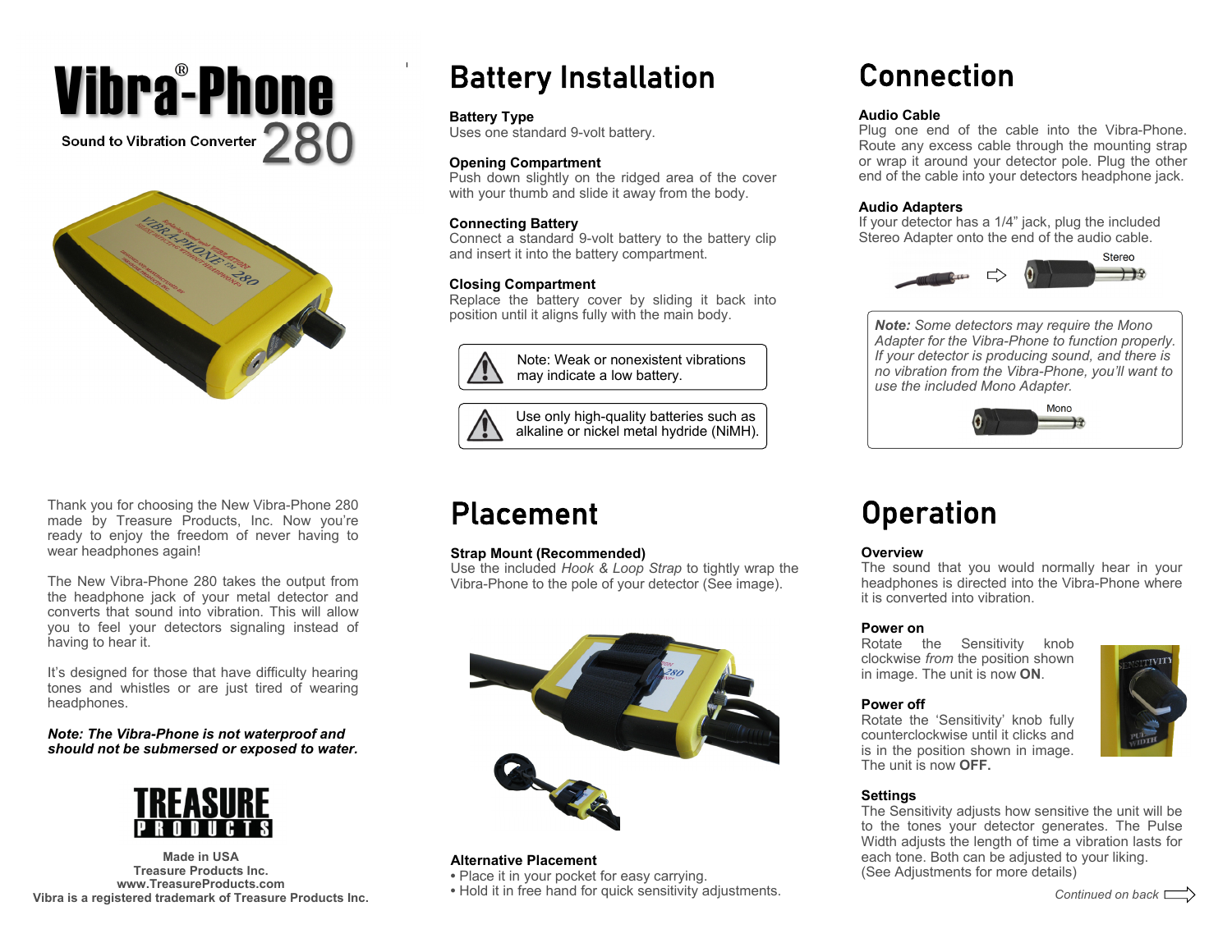# Vibra®-Phone 280

Sound to Vibration Converter

Thank you for choosing the New Vibra-Phone 280 made by Treasure Products, Inc. Now you're ready to enjoy the freedom of never having to wear headphones again!

The New Vibra-Phone 280 takes the output from the headphone jack of your metal detector and converts that sound into vibration. This will allow you to feel your detectors signaling instead of having to hear it.

It's designed for those that have difficulty hearing tones and whistles or are just tired of wearing headphones.

***Note: The Vibra-Phone is not waterproof and should not be submersed or exposed to water.***

**TREASURE PRODUCTS**

**Made in USA**
**Treasure Products Inc.**
**www.TreasureProducts.com**
**Vibra is a registered trademark of Treasure Products Inc.**

## Battery Installation

**Battery Type**
Uses one standard 9-volt battery.

**Opening Compartment**
Push down slightly on the ridged area of the cover with your thumb and slide it away from the body.

**Connecting Battery**
Connect a standard 9-volt battery to the battery clip and insert it into the battery compartment.

**Closing Compartment**
Replace the battery cover by sliding it back into position until it aligns fully with the main body.

> Note: Weak or nonexistent vibrations may indicate a low battery.

> Use only high-quality batteries such as alkaline or nickel metal hydride (NiMH).

## Placement

**Strap Mount (Recommended)**
Use the included *Hook & Loop Strap* to tightly wrap the Vibra-Phone to the pole of your detector (See image).

**Alternative Placement**
- Place it in your pocket for easy carrying.
- Hold it in free hand for quick sensitivity adjustments.

## Connection

**Audio Cable**
Plug one end of the cable into the Vibra-Phone. Route any excess cable through the mounting strap or wrap it around your detector pole. Plug the other end of the cable into your detectors headphone jack.

**Audio Adapters**
If your detector has a 1/4" jack, plug the included Stereo Adapter onto the end of the audio cable.

Stereo

> ***Note:*** *Some detectors may require the Mono Adapter for the Vibra-Phone to function properly. If your detector is producing sound, and there is no vibration from the Vibra-Phone, you'll want to use the included Mono Adapter.*
>
> Mono

## Operation

**Overview**
The sound that you would normally hear in your headphones is directed into the Vibra-Phone where it is converted into vibration.

**Power on**
Rotate the Sensitivity knob clockwise *from* the position shown in image. The unit is now **ON**.

**Power off**
Rotate the 'Sensitivity' knob fully counterclockwise until it clicks and is in the position shown in image. The unit is now **OFF.**

**Settings**
The Sensitivity adjusts how sensitive the unit will be to the tones your detector generates. The Pulse Width adjusts the length of time a vibration lasts for each tone. Both can be adjusted to your liking. (See Adjustments for more details)

*Continued on back*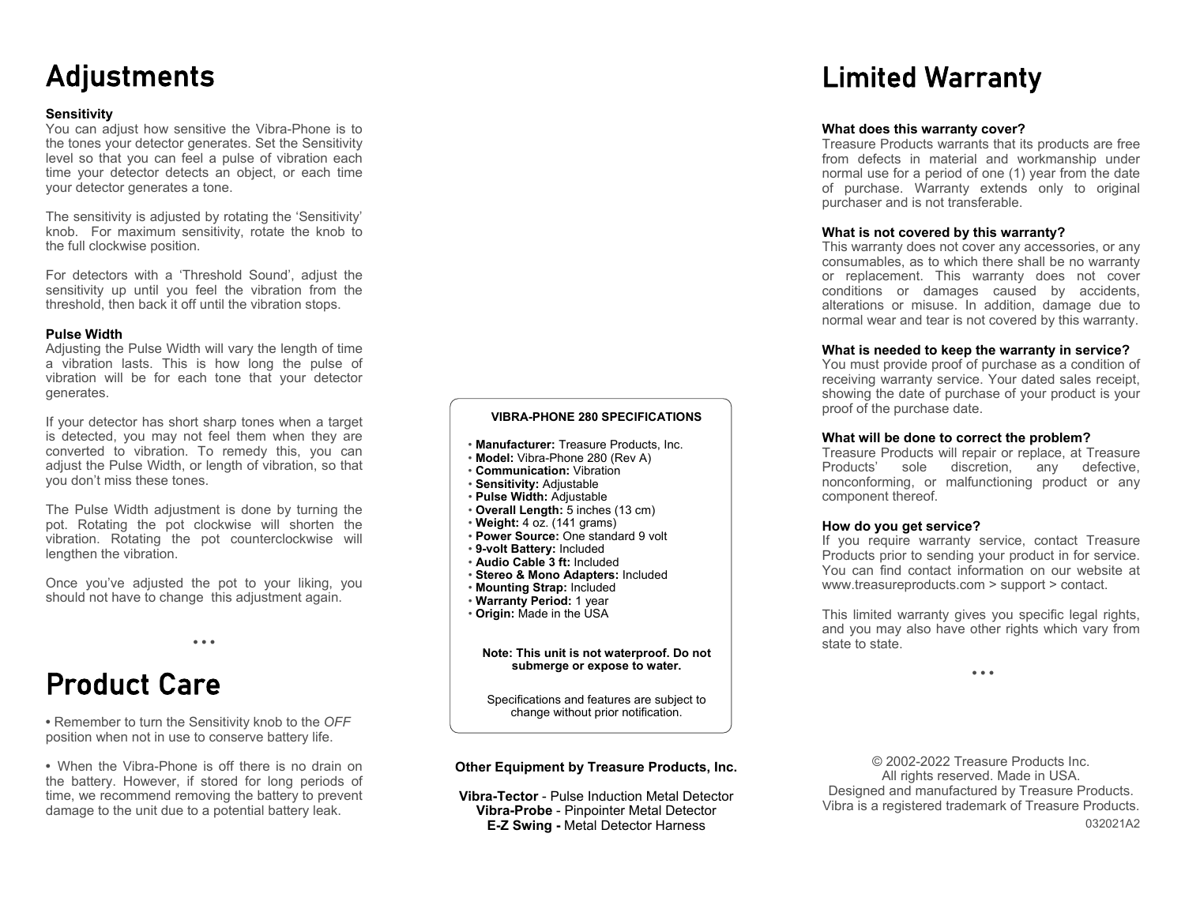# Adjustments

**Sensitivity**

You can adjust how sensitive the Vibra-Phone is to the tones your detector generates. Set the Sensitivity level so that you can feel a pulse of vibration each time your detector detects an object, or each time your detector generates a tone.

The sensitivity is adjusted by rotating the 'Sensitivity' knob. For maximum sensitivity, rotate the knob to the full clockwise position.

For detectors with a 'Threshold Sound', adjust the sensitivity up until you feel the vibration from the threshold, then back it off until the vibration stops.

**Pulse Width**

Adjusting the Pulse Width will vary the length of time a vibration lasts. This is how long the pulse of vibration will be for each tone that your detector generates.

If your detector has short sharp tones when a target is detected, you may not feel them when they are converted to vibration. To remedy this, you can adjust the Pulse Width, or length of vibration, so that you don't miss these tones.

The Pulse Width adjustment is done by turning the pot. Rotating the pot clockwise will shorten the vibration. Rotating the pot counterclockwise will lengthen the vibration.

Once you've adjusted the pot to your liking, you should not have to change this adjustment again.

• • •

# Product Care

• Remember to turn the Sensitivity knob to the *OFF* position when not in use to conserve battery life.

• When the Vibra-Phone is off there is no drain on the battery. However, if stored for long periods of time, we recommend removing the battery to prevent damage to the unit due to a potential battery leak.

**VIBRA-PHONE 280 SPECIFICATIONS**

- **Manufacturer:** Treasure Products, Inc.
- **Model:** Vibra-Phone 280 (Rev A)
- **Communication:** Vibration
- **Sensitivity:** Adjustable
- **Pulse Width:** Adjustable
- **Overall Length:** 5 inches (13 cm)
- **Weight:** 4 oz. (141 grams)
- **Power Source:** One standard 9 volt
- **9-volt Battery:** Included
- **Audio Cable 3 ft:** Included
- **Stereo & Mono Adapters:** Included
- **Mounting Strap:** Included
- **Warranty Period:** 1 year
- **Origin:** Made in the USA

**Note: This unit is not waterproof. Do not submerge or expose to water.**

Specifications and features are subject to change without prior notification.

**Other Equipment by Treasure Products, Inc.**

**Vibra-Tector** - Pulse Induction Metal Detector
**Vibra-Probe** - Pinpointer Metal Detector
**E-Z Swing -** Metal Detector Harness

# Limited Warranty

**What does this warranty cover?**

Treasure Products warrants that its products are free from defects in material and workmanship under normal use for a period of one (1) year from the date of purchase. Warranty extends only to original purchaser and is not transferable.

**What is not covered by this warranty?**

This warranty does not cover any accessories, or any consumables, as to which there shall be no warranty or replacement. This warranty does not cover conditions or damages caused by accidents, alterations or misuse. In addition, damage due to normal wear and tear is not covered by this warranty.

**What is needed to keep the warranty in service?**

You must provide proof of purchase as a condition of receiving warranty service. Your dated sales receipt, showing the date of purchase of your product is your proof of the purchase date.

**What will be done to correct the problem?**

Treasure Products will repair or replace, at Treasure Products' sole discretion, any defective, nonconforming, or malfunctioning product or any component thereof.

**How do you get service?**

If you require warranty service, contact Treasure Products prior to sending your product in for service. You can find contact information on our website at www.treasureproducts.com > support > contact.

This limited warranty gives you specific legal rights, and you may also have other rights which vary from state to state.

• • •

© 2002-2022 Treasure Products Inc.
All rights reserved. Made in USA.
Designed and manufactured by Treasure Products.
Vibra is a registered trademark of Treasure Products.

032021A2